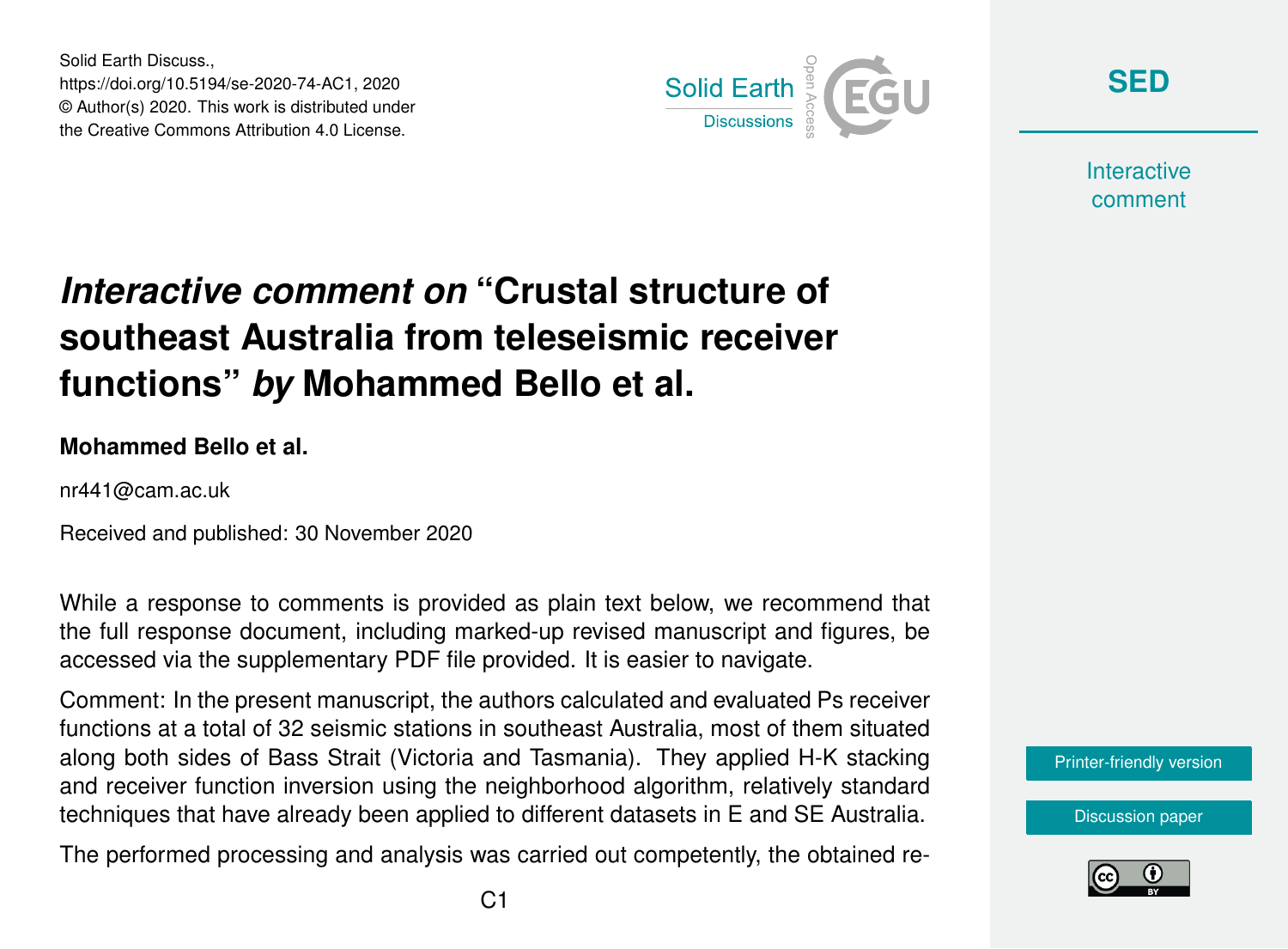Solid Earth Discuss.,
https://doi.org/10.5194/se-2020-74-AC1, 2020
© Author(s) 2020. This work is distributed under
the Creative Commons Attribution 4.0 License.

# *Interactive comment on* "Crustal structure of southeast Australia from teleseismic receiver functions" *by* Mohammed Bello et al.

**Mohammed Bello et al.**

nr441@cam.ac.uk

Received and published: 30 November 2020

While a response to comments is provided as plain text below, we recommend that the full response document, including marked-up revised manuscript and figures, be accessed via the supplementary PDF file provided. It is easier to navigate.

Comment: In the present manuscript, the authors calculated and evaluated Ps receiver functions at a total of 32 seismic stations in southeast Australia, most of them situated along both sides of Bass Strait (Victoria and Tasmania). They applied H-K stacking and receiver function inversion using the neighborhood algorithm, relatively standard techniques that have already been applied to different datasets in E and SE Australia.

The performed processing and analysis was carried out competently, the obtained re-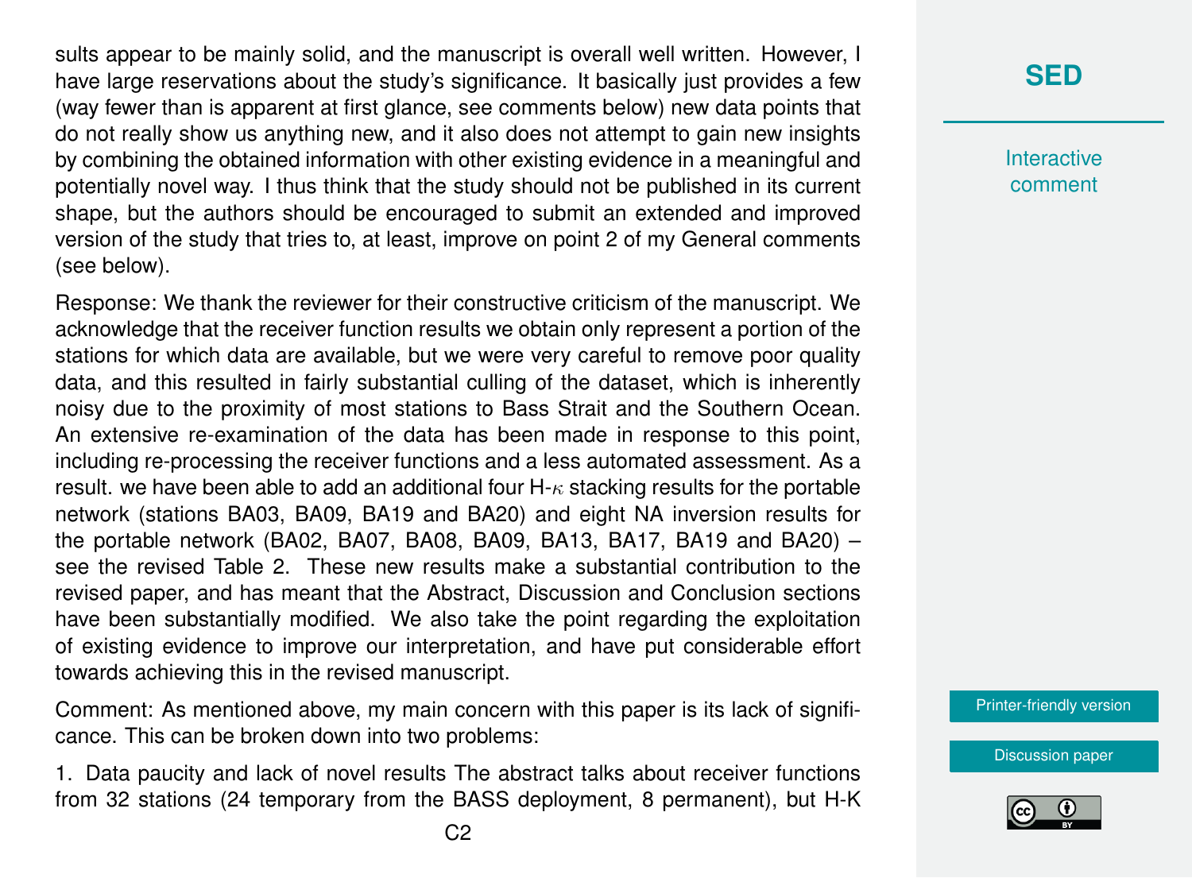sults appear to be mainly solid, and the manuscript is overall well written. However, I have large reservations about the study's significance. It basically just provides a few (way fewer than is apparent at first glance, see comments below) new data points that do not really show us anything new, and it also does not attempt to gain new insights by combining the obtained information with other existing evidence in a meaningful and potentially novel way. I thus think that the study should not be published in its current shape, but the authors should be encouraged to submit an extended and improved version of the study that tries to, at least, improve on point 2 of my General comments (see below).

Response: We thank the reviewer for their constructive criticism of the manuscript. We acknowledge that the receiver function results we obtain only represent a portion of the stations for which data are available, but we were very careful to remove poor quality data, and this resulted in fairly substantial culling of the dataset, which is inherently noisy due to the proximity of most stations to Bass Strait and the Southern Ocean. An extensive re-examination of the data has been made in response to this point, including re-processing the receiver functions and a less automated assessment. As a result. we have been able to add an additional four H-$\kappa$ stacking results for the portable network (stations BA03, BA09, BA19 and BA20) and eight NA inversion results for the portable network (BA02, BA07, BA08, BA09, BA13, BA17, BA19 and BA20) – see the revised Table 2. These new results make a substantial contribution to the revised paper, and has meant that the Abstract, Discussion and Conclusion sections have been substantially modified. We also take the point regarding the exploitation of existing evidence to improve our interpretation, and have put considerable effort towards achieving this in the revised manuscript.

Comment: As mentioned above, my main concern with this paper is its lack of significance. This can be broken down into two problems:

1. Data paucity and lack of novel results The abstract talks about receiver functions from 32 stations (24 temporary from the BASS deployment, 8 permanent), but H-K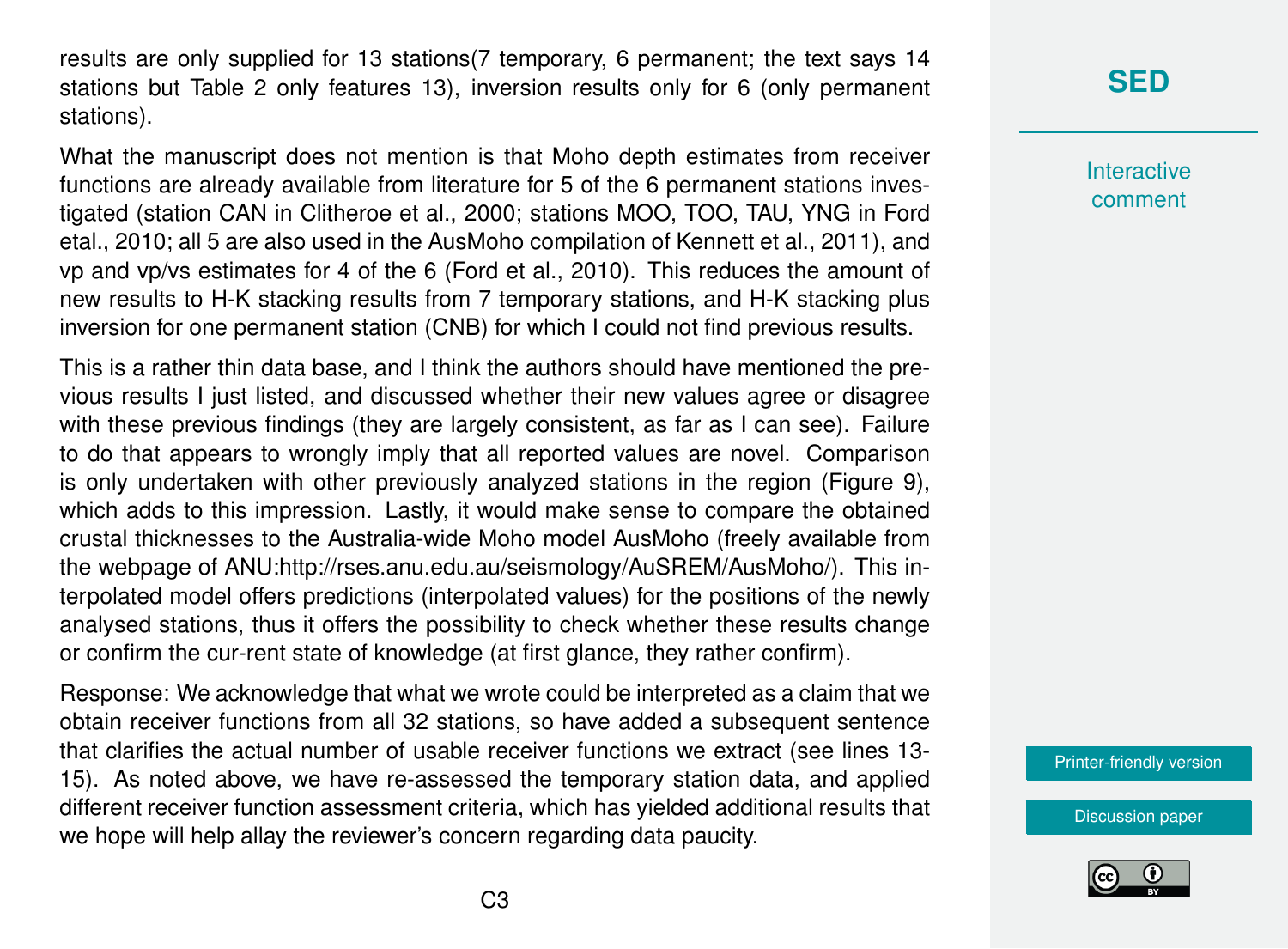results are only supplied for 13 stations(7 temporary, 6 permanent; the text says 14 stations but Table 2 only features 13), inversion results only for 6 (only permanent stations).

What the manuscript does not mention is that Moho depth estimates from receiver functions are already available from literature for 5 of the 6 permanent stations investigated (station CAN in Clitheroe et al., 2000; stations MOO, TOO, TAU, YNG in Ford etal., 2010; all 5 are also used in the AusMoho compilation of Kennett et al., 2011), and vp and vp/vs estimates for 4 of the 6 (Ford et al., 2010). This reduces the amount of new results to H-K stacking results from 7 temporary stations, and H-K stacking plus inversion for one permanent station (CNB) for which I could not find previous results.

This is a rather thin data base, and I think the authors should have mentioned the previous results I just listed, and discussed whether their new values agree or disagree with these previous findings (they are largely consistent, as far as I can see). Failure to do that appears to wrongly imply that all reported values are novel. Comparison is only undertaken with other previously analyzed stations in the region (Figure 9), which adds to this impression. Lastly, it would make sense to compare the obtained crustal thicknesses to the Australia-wide Moho model AusMoho (freely available from the webpage of ANU:http://rses.anu.edu.au/seismology/AuSREM/AusMoho/). This interpolated model offers predictions (interpolated values) for the positions of the newly analysed stations, thus it offers the possibility to check whether these results change or confirm the cur-rent state of knowledge (at first glance, they rather confirm).

Response: We acknowledge that what we wrote could be interpreted as a claim that we obtain receiver functions from all 32 stations, so have added a subsequent sentence that clarifies the actual number of usable receiver functions we extract (see lines 13-15). As noted above, we have re-assessed the temporary station data, and applied different receiver function assessment criteria, which has yielded additional results that we hope will help allay the reviewer's concern regarding data paucity.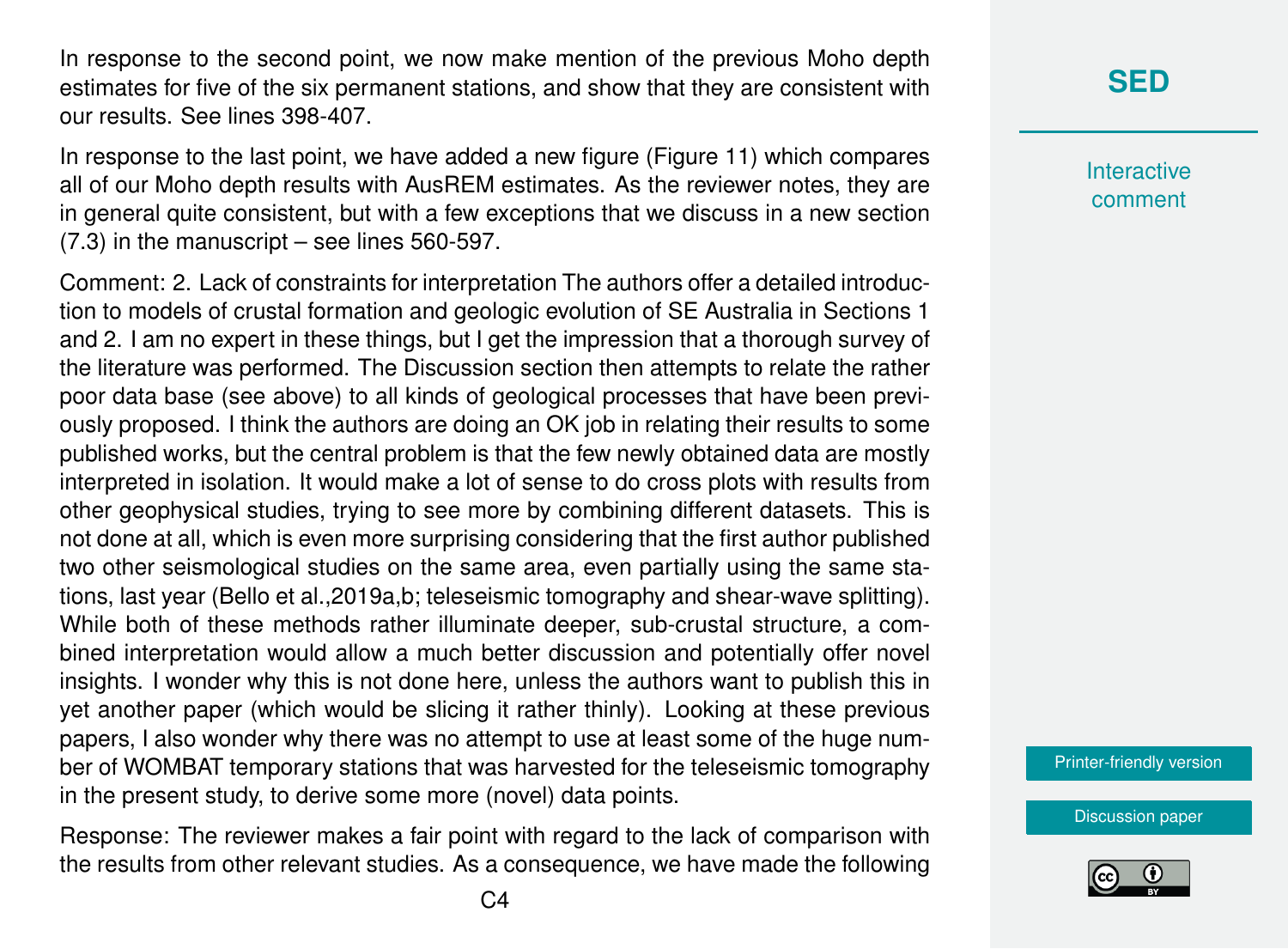In response to the second point, we now make mention of the previous Moho depth estimates for five of the six permanent stations, and show that they are consistent with our results. See lines 398-407.

In response to the last point, we have added a new figure (Figure 11) which compares all of our Moho depth results with AusREM estimates. As the reviewer notes, they are in general quite consistent, but with a few exceptions that we discuss in a new section (7.3) in the manuscript – see lines 560-597.

Comment: 2. Lack of constraints for interpretation The authors offer a detailed introduction to models of crustal formation and geologic evolution of SE Australia in Sections 1 and 2. I am no expert in these things, but I get the impression that a thorough survey of the literature was performed. The Discussion section then attempts to relate the rather poor data base (see above) to all kinds of geological processes that have been previously proposed. I think the authors are doing an OK job in relating their results to some published works, but the central problem is that the few newly obtained data are mostly interpreted in isolation. It would make a lot of sense to do cross plots with results from other geophysical studies, trying to see more by combining different datasets. This is not done at all, which is even more surprising considering that the first author published two other seismological studies on the same area, even partially using the same stations, last year (Bello et al.,2019a,b; teleseismic tomography and shear-wave splitting). While both of these methods rather illuminate deeper, sub-crustal structure, a combined interpretation would allow a much better discussion and potentially offer novel insights. I wonder why this is not done here, unless the authors want to publish this in yet another paper (which would be slicing it rather thinly). Looking at these previous papers, I also wonder why there was no attempt to use at least some of the huge number of WOMBAT temporary stations that was harvested for the teleseismic tomography in the present study, to derive some more (novel) data points.

Response: The reviewer makes a fair point with regard to the lack of comparison with the results from other relevant studies. As a consequence, we have made the following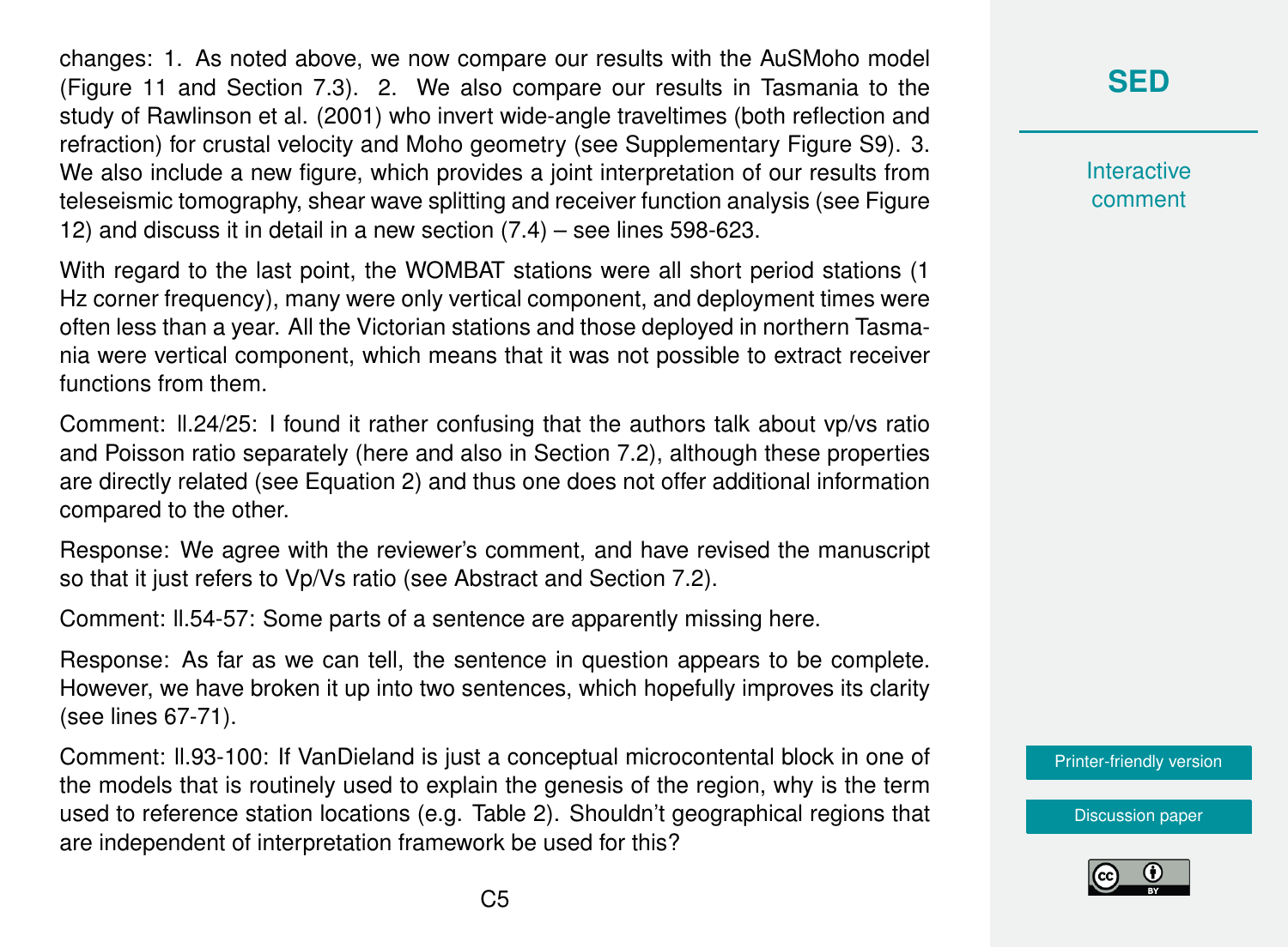changes: 1. As noted above, we now compare our results with the AuSMoho model (Figure 11 and Section 7.3). 2. We also compare our results in Tasmania to the study of Rawlinson et al. (2001) who invert wide-angle traveltimes (both reflection and refraction) for crustal velocity and Moho geometry (see Supplementary Figure S9). 3. We also include a new figure, which provides a joint interpretation of our results from teleseismic tomography, shear wave splitting and receiver function analysis (see Figure 12) and discuss it in detail in a new section (7.4) – see lines 598-623.

With regard to the last point, the WOMBAT stations were all short period stations (1 Hz corner frequency), many were only vertical component, and deployment times were often less than a year. All the Victorian stations and those deployed in northern Tasmania were vertical component, which means that it was not possible to extract receiver functions from them.

Comment: ll.24/25: I found it rather confusing that the authors talk about vp/vs ratio and Poisson ratio separately (here and also in Section 7.2), although these properties are directly related (see Equation 2) and thus one does not offer additional information compared to the other.

Response: We agree with the reviewer's comment, and have revised the manuscript so that it just refers to Vp/Vs ratio (see Abstract and Section 7.2).

Comment: ll.54-57: Some parts of a sentence are apparently missing here.

Response: As far as we can tell, the sentence in question appears to be complete. However, we have broken it up into two sentences, which hopefully improves its clarity (see lines 67-71).

Comment: ll.93-100: If VanDieland is just a conceptual microcontental block in one of the models that is routinely used to explain the genesis of the region, why is the term used to reference station locations (e.g. Table 2). Shouldn't geographical regions that are independent of interpretation framework be used for this?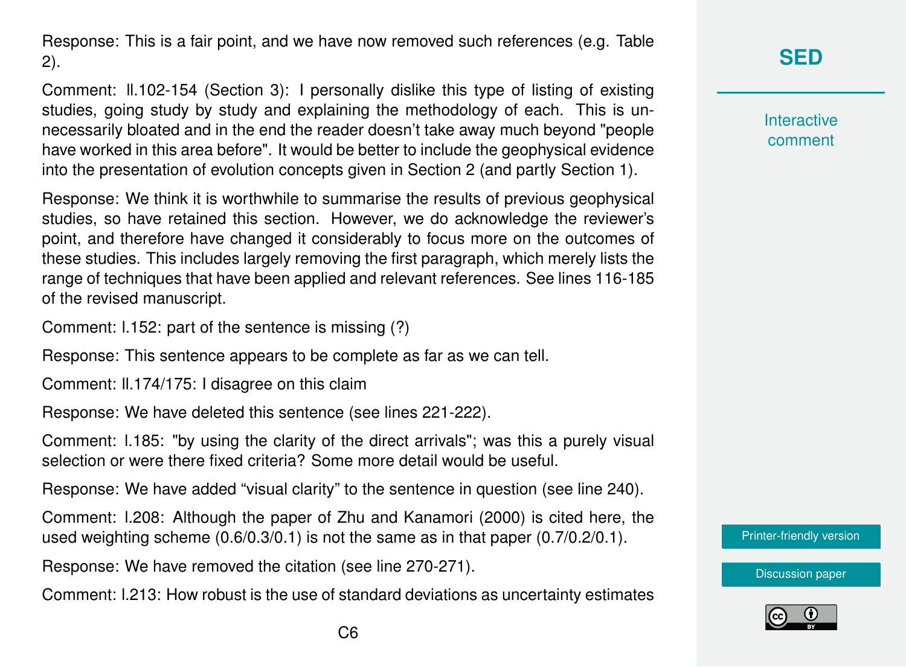Response: This is a fair point, and we have now removed such references (e.g. Table 2).

Comment: ll.102-154 (Section 3): I personally dislike this type of listing of existing studies, going study by study and explaining the methodology of each. This is unnecessarily bloated and in the end the reader doesn't take away much beyond "people have worked in this area before". It would be better to include the geophysical evidence into the presentation of evolution concepts given in Section 2 (and partly Section 1).

Response: We think it is worthwhile to summarise the results of previous geophysical studies, so have retained this section. However, we do acknowledge the reviewer's point, and therefore have changed it considerably to focus more on the outcomes of these studies. This includes largely removing the first paragraph, which merely lists the range of techniques that have been applied and relevant references. See lines 116-185 of the revised manuscript.

Comment: l.152: part of the sentence is missing (?)

Response: This sentence appears to be complete as far as we can tell.

Comment: ll.174/175: I disagree on this claim

Response: We have deleted this sentence (see lines 221-222).

Comment: l.185: "by using the clarity of the direct arrivals"; was this a purely visual selection or were there fixed criteria? Some more detail would be useful.

Response: We have added "visual clarity" to the sentence in question (see line 240).

Comment: l.208: Although the paper of Zhu and Kanamori (2000) is cited here, the used weighting scheme (0.6/0.3/0.1) is not the same as in that paper (0.7/0.2/0.1).

Response: We have removed the citation (see line 270-271).

Comment: l.213: How robust is the use of standard deviations as uncertainty estimates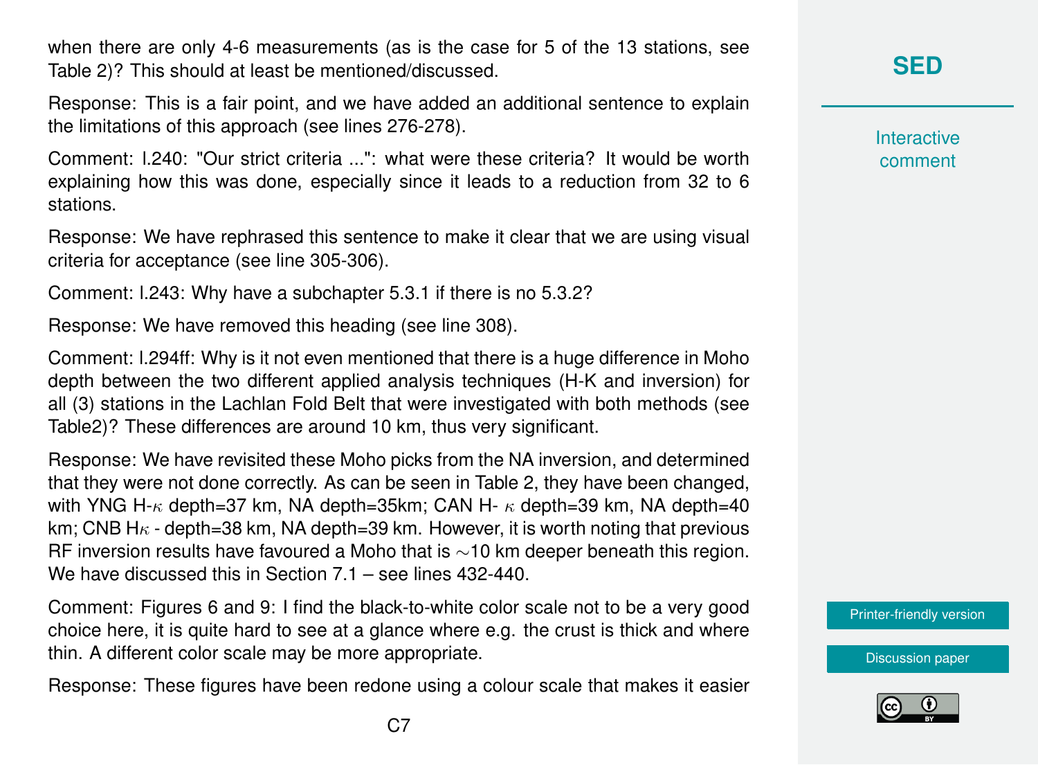when there are only 4-6 measurements (as is the case for 5 of the 13 stations, see Table 2)? This should at least be mentioned/discussed.

Response: This is a fair point, and we have added an additional sentence to explain the limitations of this approach (see lines 276-278).

Comment: l.240: "Our strict criteria ...": what were these criteria? It would be worth explaining how this was done, especially since it leads to a reduction from 32 to 6 stations.

Response: We have rephrased this sentence to make it clear that we are using visual criteria for acceptance (see line 305-306).

Comment: l.243: Why have a subchapter 5.3.1 if there is no 5.3.2?

Response: We have removed this heading (see line 308).

Comment: l.294ff: Why is it not even mentioned that there is a huge difference in Moho depth between the two different applied analysis techniques (H-K and inversion) for all (3) stations in the Lachlan Fold Belt that were investigated with both methods (see Table2)? These differences are around 10 km, thus very significant.

Response: We have revisited these Moho picks from the NA inversion, and determined that they were not done correctly. As can be seen in Table 2, they have been changed, with YNG H-$\kappa$ depth=37 km, NA depth=35km; CAN H- $\kappa$ depth=39 km, NA depth=40 km; CNB H$\kappa$ - depth=38 km, NA depth=39 km. However, it is worth noting that previous RF inversion results have favoured a Moho that is $\sim$10 km deeper beneath this region. We have discussed this in Section 7.1 – see lines 432-440.

Comment: Figures 6 and 9: I find the black-to-white color scale not to be a very good choice here, it is quite hard to see at a glance where e.g. the crust is thick and where thin. A different color scale may be more appropriate.

Response: These figures have been redone using a colour scale that makes it easier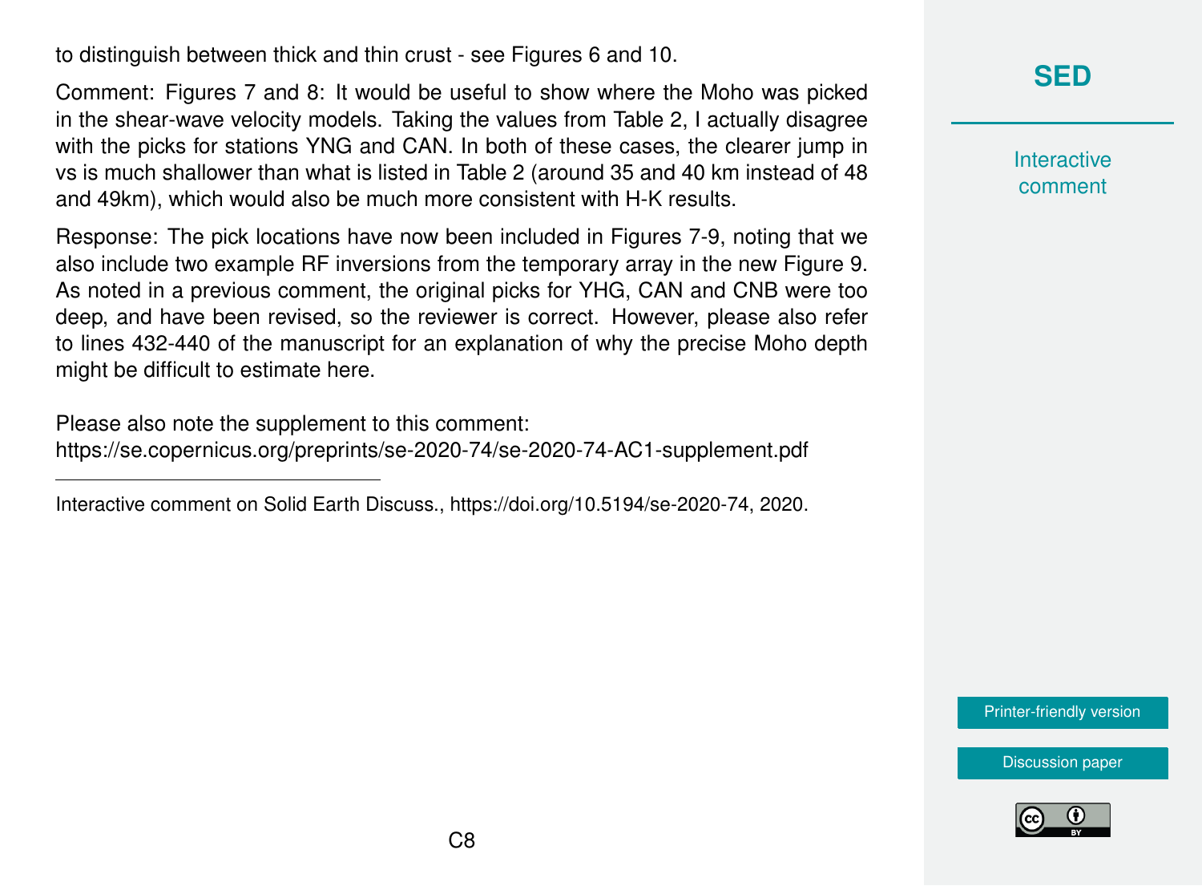to distinguish between thick and thin crust - see Figures 6 and 10.

Comment: Figures 7 and 8: It would be useful to show where the Moho was picked in the shear-wave velocity models. Taking the values from Table 2, I actually disagree with the picks for stations YNG and CAN. In both of these cases, the clearer jump in vs is much shallower than what is listed in Table 2 (around 35 and 40 km instead of 48 and 49km), which would also be much more consistent with H-K results.

Response: The pick locations have now been included in Figures 7-9, noting that we also include two example RF inversions from the temporary array in the new Figure 9. As noted in a previous comment, the original picks for YHG, CAN and CNB were too deep, and have been revised, so the reviewer is correct. However, please also refer to lines 432-440 of the manuscript for an explanation of why the precise Moho depth might be difficult to estimate here.

Please also note the supplement to this comment:
https://se.copernicus.org/preprints/se-2020-74/se-2020-74-AC1-supplement.pdf

---

Interactive comment on Solid Earth Discuss., https://doi.org/10.5194/se-2020-74, 2020.